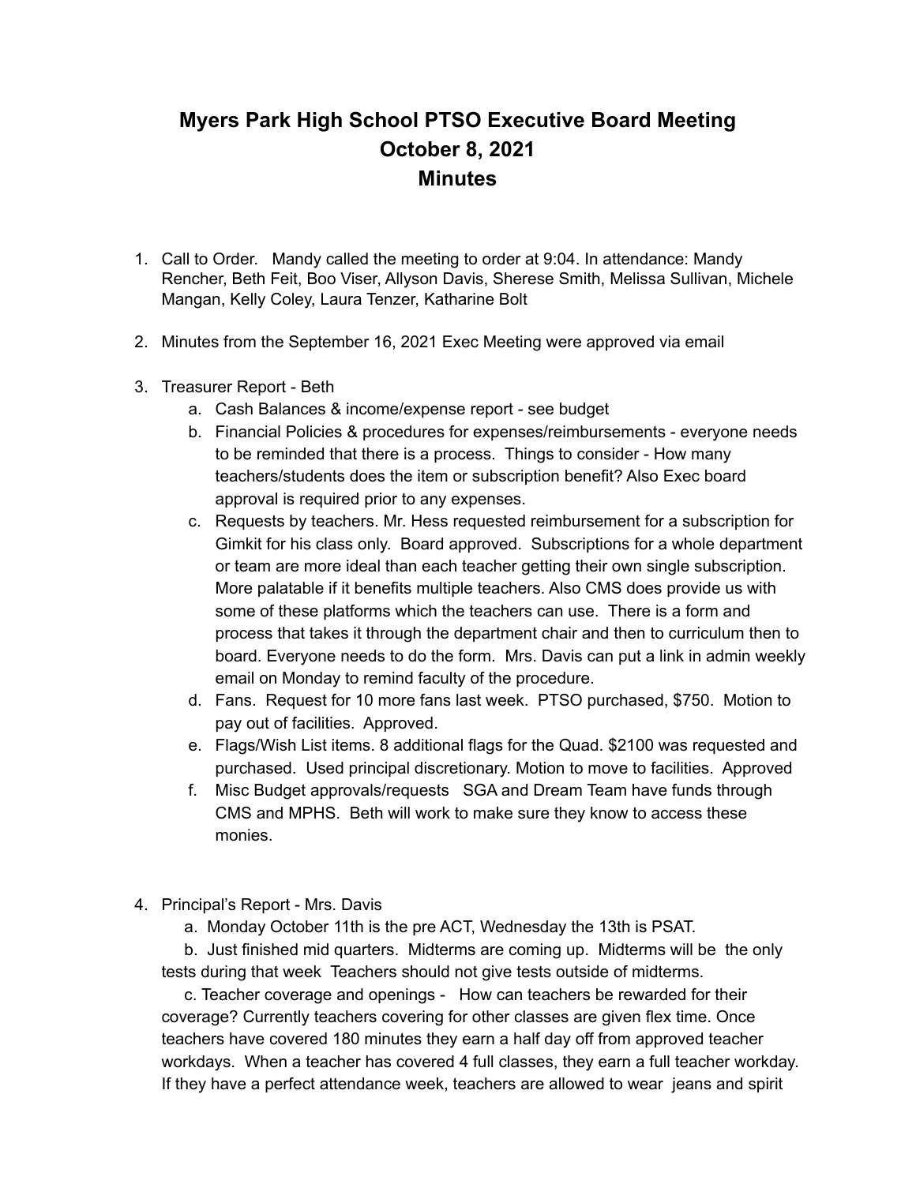# Myers Park High School PTSO Executive Board Meeting
# October 8, 2021
# Minutes

1. Call to Order. Mandy called the meeting to order at 9:04. In attendance: Mandy Rencher, Beth Feit, Boo Viser, Allyson Davis, Sherese Smith, Melissa Sullivan, Michele Mangan, Kelly Coley, Laura Tenzer, Katharine Bolt

2. Minutes from the September 16, 2021 Exec Meeting were approved via email

3. Treasurer Report - Beth
   a. Cash Balances & income/expense report - see budget
   b. Financial Policies & procedures for expenses/reimbursements - everyone needs to be reminded that there is a process. Things to consider - How many teachers/students does the item or subscription benefit? Also Exec board approval is required prior to any expenses.
   c. Requests by teachers. Mr. Hess requested reimbursement for a subscription for Gimkit for his class only. Board approved. Subscriptions for a whole department or team are more ideal than each teacher getting their own single subscription. More palatable if it benefits multiple teachers. Also CMS does provide us with some of these platforms which the teachers can use. There is a form and process that takes it through the department chair and then to curriculum then to board. Everyone needs to do the form. Mrs. Davis can put a link in admin weekly email on Monday to remind faculty of the procedure.
   d. Fans. Request for 10 more fans last week. PTSO purchased, $750. Motion to pay out of facilities. Approved.
   e. Flags/Wish List items. 8 additional flags for the Quad. $2100 was requested and purchased. Used principal discretionary. Motion to move to facilities. Approved
   f. Misc Budget approvals/requests SGA and Dream Team have funds through CMS and MPHS. Beth will work to make sure they know to access these monies.

4. Principal's Report - Mrs. Davis
   a. Monday October 11th is the pre ACT, Wednesday the 13th is PSAT.
   b. Just finished mid quarters. Midterms are coming up. Midterms will be the only tests during that week Teachers should not give tests outside of midterms.
   c. Teacher coverage and openings - How can teachers be rewarded for their coverage? Currently teachers covering for other classes are given flex time. Once teachers have covered 180 minutes they earn a half day off from approved teacher workdays. When a teacher has covered 4 full classes, they earn a full teacher workday. If they have a perfect attendance week, teachers are allowed to wear jeans and spirit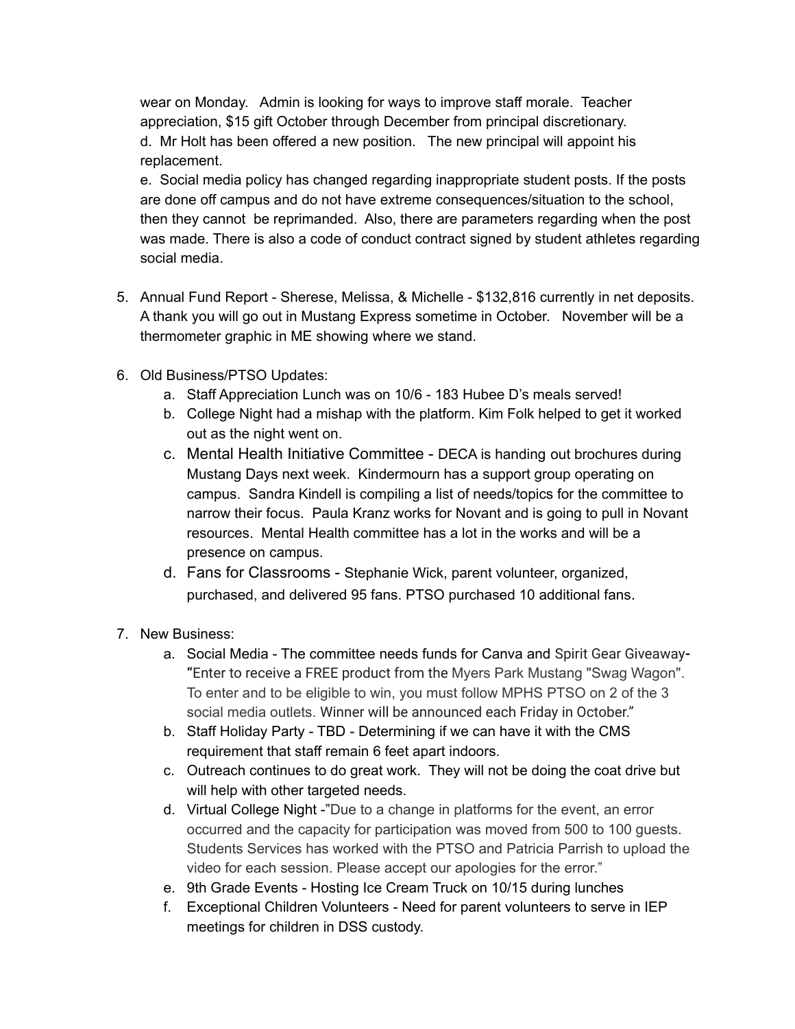wear on Monday. Admin is looking for ways to improve staff morale. Teacher appreciation, $15 gift October through December from principal discretionary.

d. Mr Holt has been offered a new position. The new principal will appoint his replacement.

e. Social media policy has changed regarding inappropriate student posts. If the posts are done off campus and do not have extreme consequences/situation to the school, then they cannot be reprimanded. Also, there are parameters regarding when the post was made. There is also a code of conduct contract signed by student athletes regarding social media.

5. Annual Fund Report - Sherese, Melissa, & Michelle - $132,816 currently in net deposits. A thank you will go out in Mustang Express sometime in October. November will be a thermometer graphic in ME showing where we stand.

6. Old Business/PTSO Updates:
   a. Staff Appreciation Lunch was on 10/6 - 183 Hubee D's meals served!
   b. College Night had a mishap with the platform. Kim Folk helped to get it worked out as the night went on.
   c. Mental Health Initiative Committee - DECA is handing out brochures during Mustang Days next week. Kindermourn has a support group operating on campus. Sandra Kindell is compiling a list of needs/topics for the committee to narrow their focus. Paula Kranz works for Novant and is going to pull in Novant resources. Mental Health committee has a lot in the works and will be a presence on campus.
   d. Fans for Classrooms - Stephanie Wick, parent volunteer, organized, purchased, and delivered 95 fans. PTSO purchased 10 additional fans.

7. New Business:
   a. Social Media - The committee needs funds for Canva and Spirit Gear Giveaway- "Enter to receive a FREE product from the Myers Park Mustang "Swag Wagon". To enter and to be eligible to win, you must follow MPHS PTSO on 2 of the 3 social media outlets. Winner will be announced each Friday in October."
   b. Staff Holiday Party - TBD - Determining if we can have it with the CMS requirement that staff remain 6 feet apart indoors.
   c. Outreach continues to do great work. They will not be doing the coat drive but will help with other targeted needs.
   d. Virtual College Night -"Due to a change in platforms for the event, an error occurred and the capacity for participation was moved from 500 to 100 guests. Students Services has worked with the PTSO and Patricia Parrish to upload the video for each session. Please accept our apologies for the error."
   e. 9th Grade Events - Hosting Ice Cream Truck on 10/15 during lunches
   f. Exceptional Children Volunteers - Need for parent volunteers to serve in IEP meetings for children in DSS custody.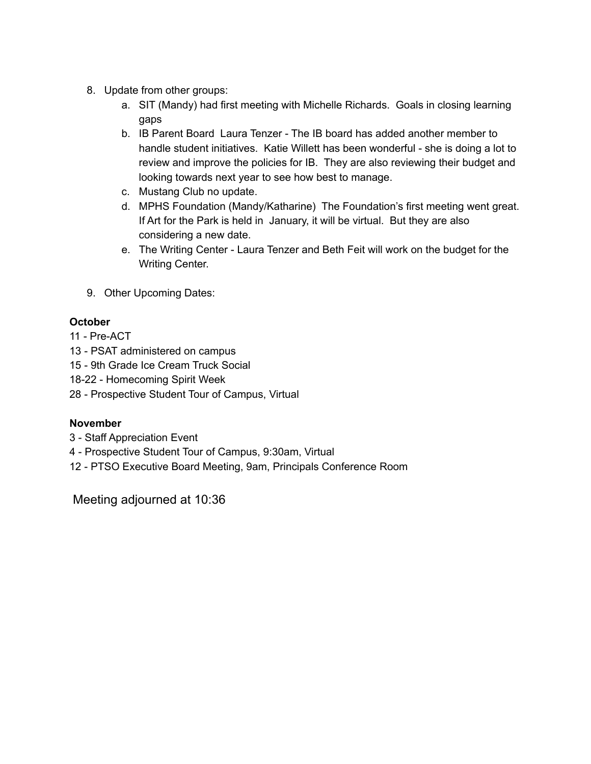8. Update from other groups:
    a. SIT (Mandy) had first meeting with Michelle Richards. Goals in closing learning gaps
    b. IB Parent Board Laura Tenzer - The IB board has added another member to handle student initiatives. Katie Willett has been wonderful - she is doing a lot to review and improve the policies for IB. They are also reviewing their budget and looking towards next year to see how best to manage.
    c. Mustang Club no update.
    d. MPHS Foundation (Mandy/Katharine) The Foundation's first meeting went great. If Art for the Park is held in January, it will be virtual. But they are also considering a new date.
    e. The Writing Center - Laura Tenzer and Beth Feit will work on the budget for the Writing Center.

9. Other Upcoming Dates:

**October**
11 - Pre-ACT
13 - PSAT administered on campus
15 - 9th Grade Ice Cream Truck Social
18-22 - Homecoming Spirit Week
28 - Prospective Student Tour of Campus, Virtual

**November**
3 - Staff Appreciation Event
4 - Prospective Student Tour of Campus, 9:30am, Virtual
12 - PTSO Executive Board Meeting, 9am, Principals Conference Room

Meeting adjourned at 10:36